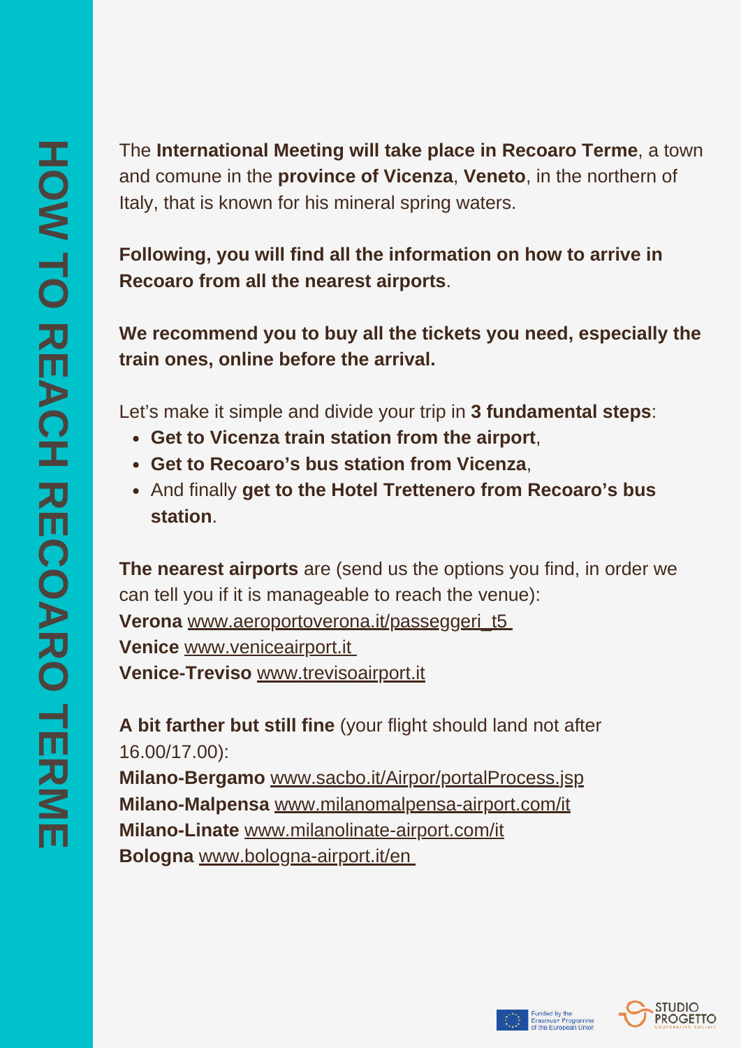# HOW TO REACH RECOARO TERME

The **International Meeting will take place in Recoaro Terme**, a town and comune in the **province of Vicenza**, **Veneto**, in the northern of Italy, that is known for his mineral spring waters.

**Following, you will find all the information on how to arrive in Recoaro from all the nearest airports**.

**We recommend you to buy all the tickets you need, especially the train ones, online before the arrival.**

Let's make it simple and divide your trip in **3 fundamental steps**:

- **Get to Vicenza train station from the airport**,
- **Get to Recoaro's bus station from Vicenza**,
- And finally **get to the Hotel Trettenero from Recoaro's bus station**.

**The nearest airports** are (send us the options you find, in order we can tell you if it is manageable to reach the venue):
**Verona** www.aeroportoverona.it/passeggeri_t5
**Venice** www.veniceairport.it
**Venice-Treviso** www.trevisoairport.it

**A bit farther but still fine** (your flight should land not after 16.00/17.00):
**Milano-Bergamo** www.sacbo.it/Airpor/portalProcess.jsp
**Milano-Malpensa** www.milanomalpensa-airport.com/it
**Milano-Linate** www.milanolinate-airport.com/it
**Bologna** www.bologna-airport.it/en

Funded by the Erasmus+ Programme of the European Union

STUDIO PROGETTO COOPERATIVA SOCIALE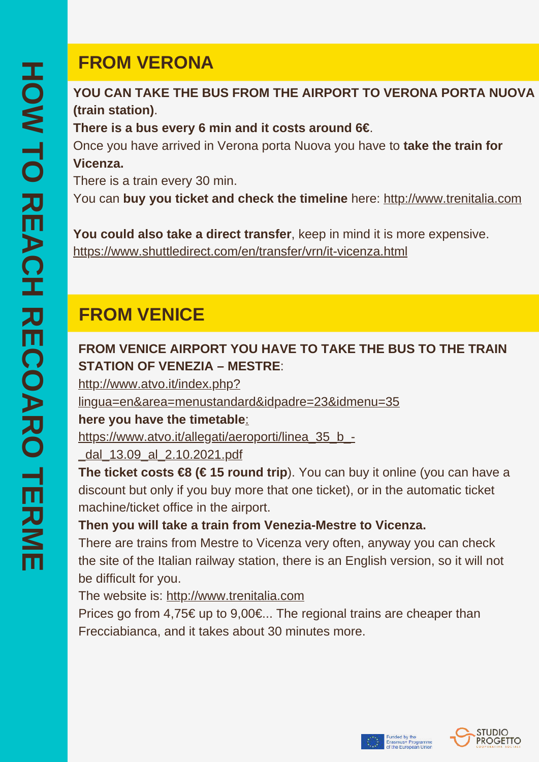# HOW TO REACH RECOARO TERME

## FROM VERONA

**YOU CAN TAKE THE BUS FROM THE AIRPORT TO VERONA PORTA NUOVA (train station)**.
**There is a bus every 6 min and it costs around 6€**.
Once you have arrived in Verona porta Nuova you have to **take the train for Vicenza.**
There is a train every 30 min.
You can **buy you ticket and check the timeline** here: http://www.trenitalia.com

**You could also take a direct transfer**, keep in mind it is more expensive.
https://www.shuttledirect.com/en/transfer/vrn/it-vicenza.html

## FROM VENICE

**FROM VENICE AIRPORT YOU HAVE TO TAKE THE BUS TO THE TRAIN STATION OF VENEZIA – MESTRE**:
http://www.atvo.it/index.php?lingua=en&area=menustandard&idpadre=23&idmenu=35
**here you have the timetable**:
https://www.atvo.it/allegati/aeroporti/linea_35_b_-_dal_13.09_al_2.10.2021.pdf
**The ticket costs €8 (€ 15 round trip**). You can buy it online (you can have a discount but only if you buy more that one ticket), or in the automatic ticket machine/ticket office in the airport.
**Then you will take a train from Venezia-Mestre to Vicenza.**
There are trains from Mestre to Vicenza very often, anyway you can check the site of the Italian railway station, there is an English version, so it will not be difficult for you.
The website is: http://www.trenitalia.com
Prices go from 4,75€ up to 9,00€... The regional trains are cheaper than Frecciabianca, and it takes about 30 minutes more.

Funded by the Erasmus+ Programme of the European Union

STUDIO PROGETTO COOPERATIVA SOCIALE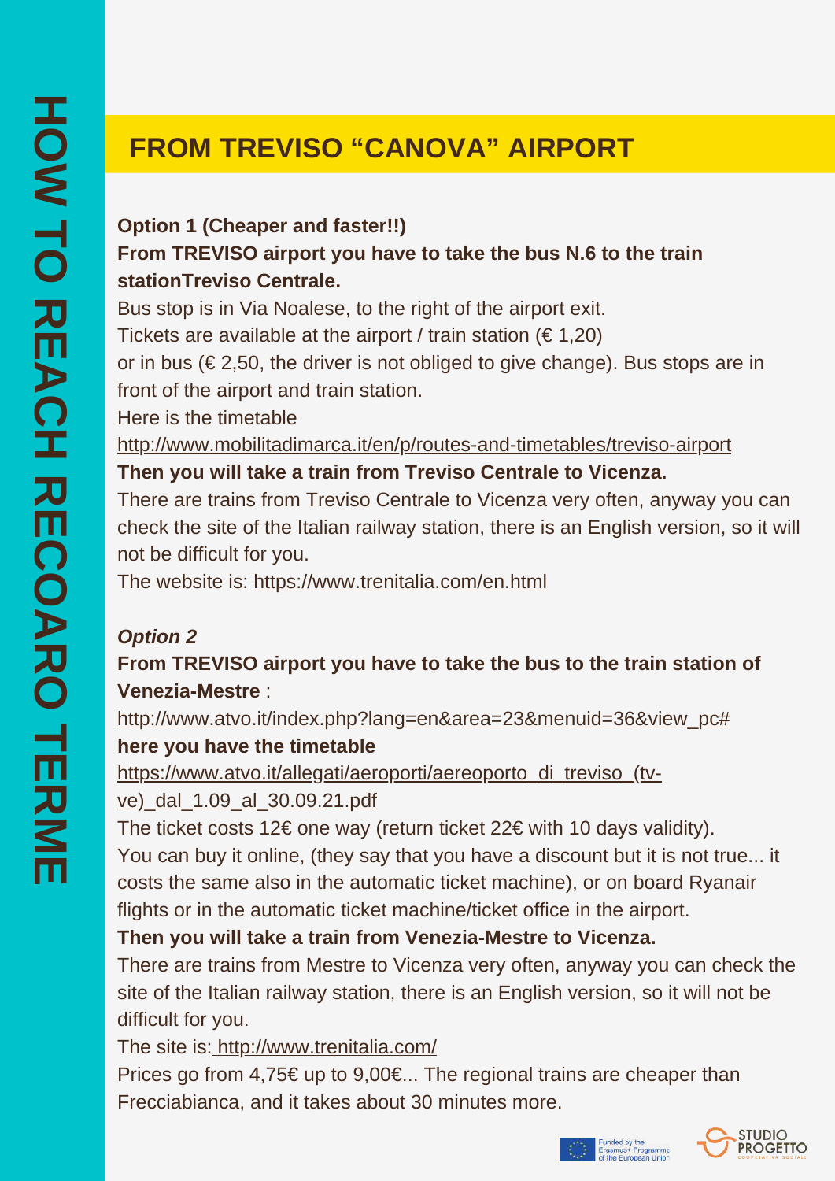# FROM TREVISO "CANOVA" AIRPORT

**Option 1 (Cheaper and faster!!)**

**From TREVISO airport you have to take the bus N.6 to the train stationTreviso Centrale.**

Bus stop is in Via Noalese, to the right of the airport exit.
Tickets are available at the airport / train station (€ 1,20)
or in bus (€ 2,50, the driver is not obliged to give change). Bus stops are in front of the airport and train station.
Here is the timetable
http://www.mobilitadimarca.it/en/p/routes-and-timetables/treviso-airport

**Then you will take a train from Treviso Centrale to Vicenza.**

There are trains from Treviso Centrale to Vicenza very often, anyway you can check the site of the Italian railway station, there is an English version, so it will not be difficult for you.
The website is: https://www.trenitalia.com/en.html

***Option 2***

**From TREVISO airport you have to take the bus to the train station of Venezia-Mestre** :
http://www.atvo.it/index.php?lang=en&area=23&menuid=36&view_pc#
**here you have the timetable**
https://www.atvo.it/allegati/aeroporti/aereoporto_di_treviso_(tv-ve)_dal_1.09_al_30.09.21.pdf

The ticket costs 12€ one way (return ticket 22€ with 10 days validity).
You can buy it online, (they say that you have a discount but it is not true... it costs the same also in the automatic ticket machine), or on board Ryanair flights or in the automatic ticket machine/ticket office in the airport.

**Then you will take a train from Venezia-Mestre to Vicenza.**

There are trains from Mestre to Vicenza very often, anyway you can check the site of the Italian railway station, there is an English version, so it will not be difficult for you.
The site is: http://www.trenitalia.com/
Prices go from 4,75€ up to 9,00€... The regional trains are cheaper than Frecciabianca, and it takes about 30 minutes more.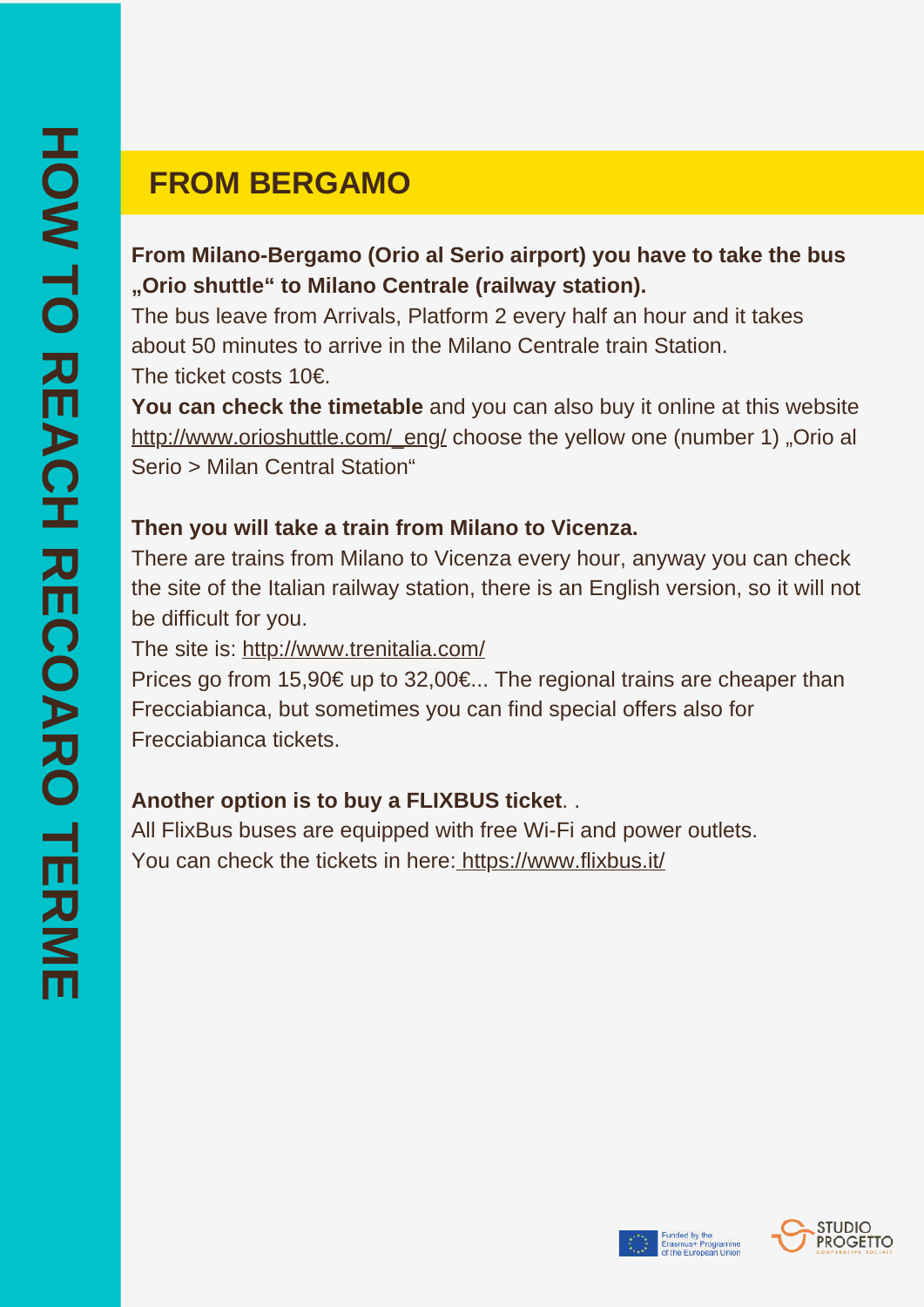# HOW TO REACH RECOARO TERME

## FROM BERGAMO

**From Milano-Bergamo (Orio al Serio airport) you have to take the bus „Orio shuttle“ to Milano Centrale (railway station).**
The bus leave from Arrivals, Platform 2 every half an hour and it takes about 50 minutes to arrive in the Milano Centrale train Station.
The ticket costs 10€.
**You can check the timetable** and you can also buy it online at this website http://www.orioshuttle.com/_eng/ choose the yellow one (number 1) „Orio al Serio > Milan Central Station“

**Then you will take a train from Milano to Vicenza.**
There are trains from Milano to Vicenza every hour, anyway you can check the site of the Italian railway station, there is an English version, so it will not be difficult for you.
The site is: http://www.trenitalia.com/
Prices go from 15,90€ up to 32,00€... The regional trains are cheaper than Frecciabianca, but sometimes you can find special offers also for Frecciabianca tickets.

**Another option is to buy a FLIXBUS ticket**. .
All FlixBus buses are equipped with free Wi-Fi and power outlets.
You can check the tickets in here: https://www.flixbus.it/

Funded by the Erasmus+ Programme of the European Union

STUDIO PROGETTO COOPERATIVA SOCIALE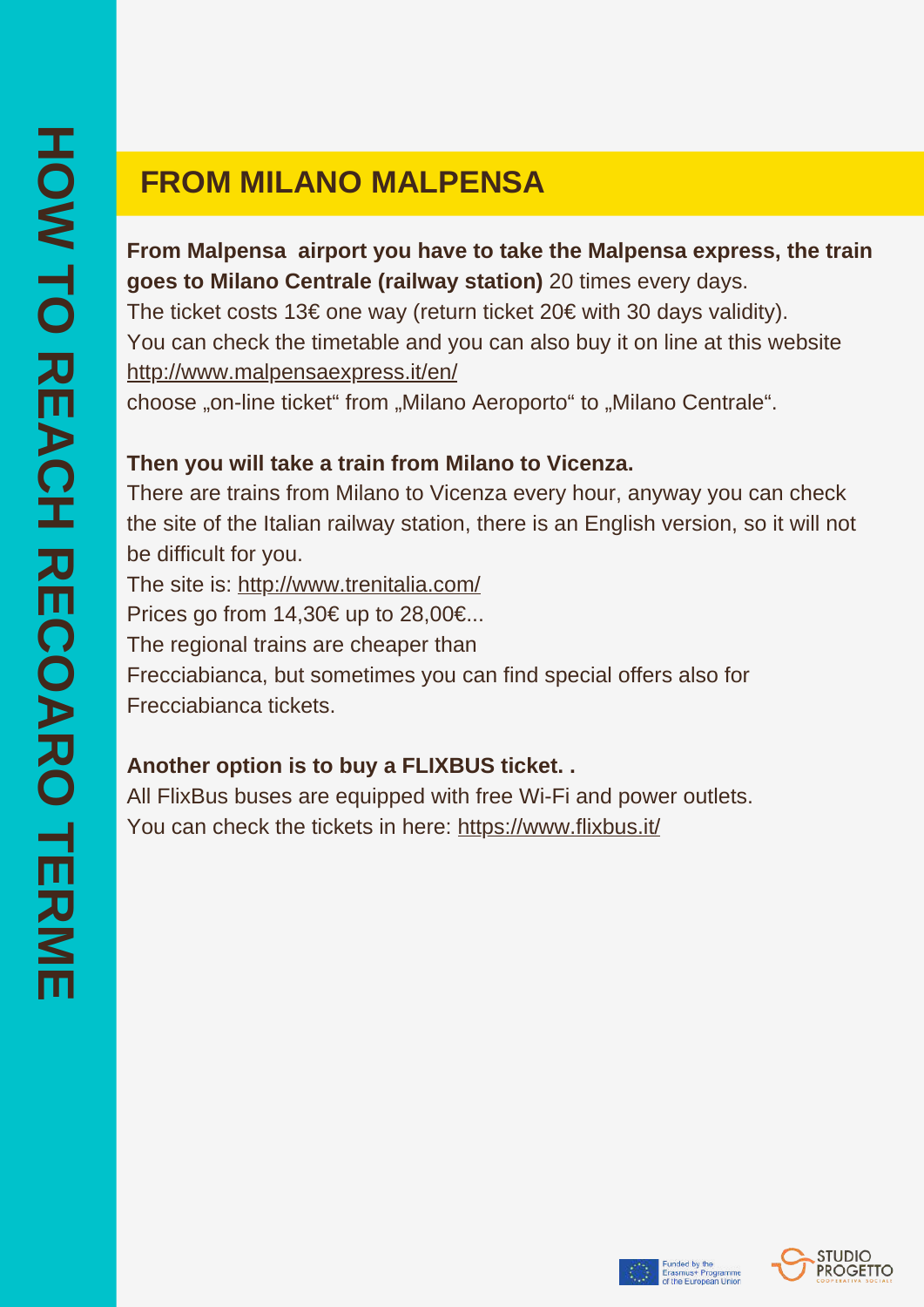# HOW TO REACH RECOARO TERME

## FROM MILANO MALPENSA

**From Malpensa  airport you have to take the Malpensa express, the train goes to Milano Centrale (railway station)** 20 times every days.
The ticket costs 13€ one way (return ticket 20€ with 30 days validity).
You can check the timetable and you can also buy it on line at this website http://www.malpensaexpress.it/en/
choose „on-line ticket“ from „Milano Aeroporto“ to „Milano Centrale“.

**Then you will take a train from Milano to Vicenza.**
There are trains from Milano to Vicenza every hour, anyway you can check the site of the Italian railway station, there is an English version, so it will not be difficult for you.
The site is: http://www.trenitalia.com/
Prices go from 14,30€ up to 28,00€...
The regional trains are cheaper than
Frecciabianca, but sometimes you can find special offers also for Frecciabianca tickets.

**Another option is to buy a FLIXBUS ticket. .**
All FlixBus buses are equipped with free Wi-Fi and power outlets.
You can check the tickets in here: https://www.flixbus.it/

Funded by the Erasmus+ Programme of the European Union

STUDIO PROGETTO COOPERATIVA SOCIALE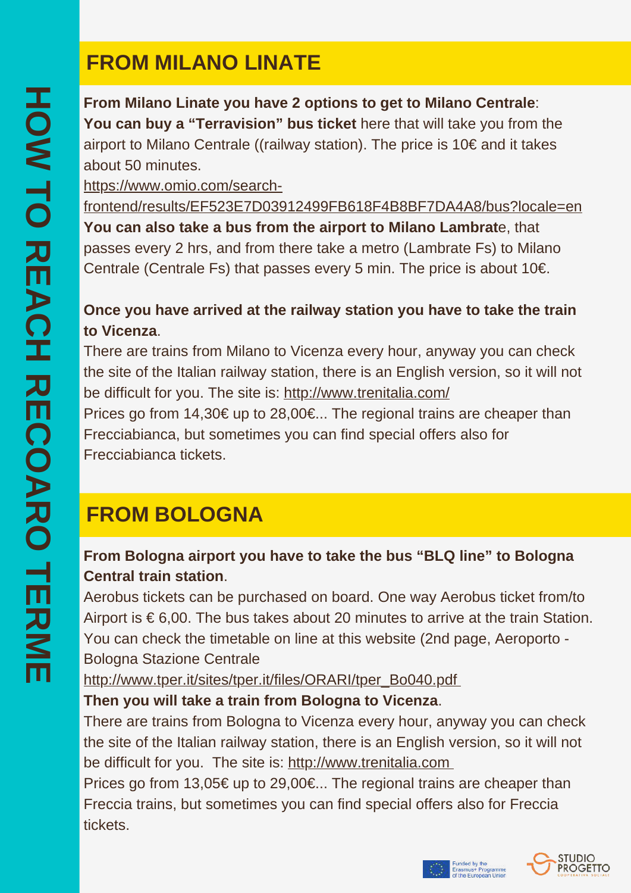# HOW TO REACH RECOARO TERME

## FROM MILANO LINATE

**From Milano Linate you have 2 options to get to Milano Centrale**:
**You can buy a "Terravision" bus ticket** here that will take you from the airport to Milano Centrale ((railway station). The price is 10€ and it takes about 50 minutes.
https://www.omio.com/search-frontend/results/EF523E7D03912499FB618F4B8BF7DA4A8/bus?locale=en
**You can also take a bus from the airport to Milano Lambrat**e, that passes every 2 hrs, and from there take a metro (Lambrate Fs) to Milano Centrale (Centrale Fs) that passes every 5 min. The price is about 10€.

**Once you have arrived at the railway station you have to take the train to Vicenza**.
There are trains from Milano to Vicenza every hour, anyway you can check the site of the Italian railway station, there is an English version, so it will not be difficult for you. The site is: http://www.trenitalia.com/
Prices go from 14,30€ up to 28,00€... The regional trains are cheaper than Frecciabianca, but sometimes you can find special offers also for Frecciabianca tickets.

## FROM BOLOGNA

**From Bologna airport you have to take the bus "BLQ line" to Bologna Central train station**.
Aerobus tickets can be purchased on board. One way Aerobus ticket from/to Airport is € 6,00. The bus takes about 20 minutes to arrive at the train Station. You can check the timetable on line at this website (2nd page, Aeroporto - Bologna Stazione Centrale
http://www.tper.it/sites/tper.it/files/ORARI/tper_Bo040.pdf
**Then you will take a train from Bologna to Vicenza**.
There are trains from Bologna to Vicenza every hour, anyway you can check the site of the Italian railway station, there is an English version, so it will not be difficult for you. The site is: http://www.trenitalia.com
Prices go from 13,05€ up to 29,00€... The regional trains are cheaper than Freccia trains, but sometimes you can find special offers also for Freccia tickets.

Funded by the Erasmus+ Programme of the European Union

STUDIO PROGETTO COOPERATIVA SOCIALE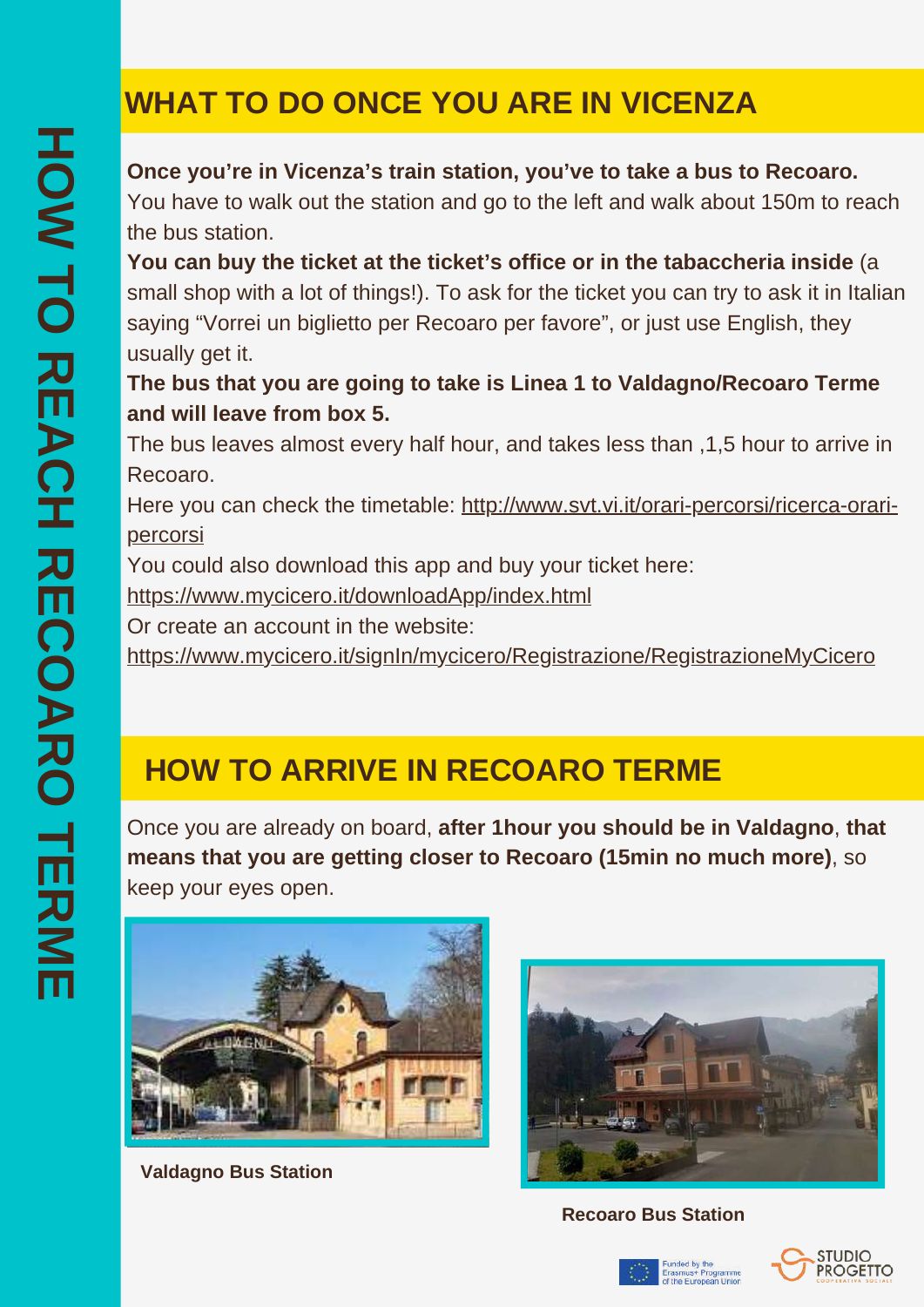# HOW TO REACH RECOARO TERME

## WHAT TO DO ONCE YOU ARE IN VICENZA

**Once you're in Vicenza's train station, you've to take a bus to Recoaro.** You have to walk out the station and go to the left and walk about 150m to reach the bus station.

**You can buy the ticket at the ticket's office or in the tabaccheria inside** (a small shop with a lot of things!). To ask for the ticket you can try to ask it in Italian saying "Vorrei un biglietto per Recoaro per favore", or just use English, they usually get it.

**The bus that you are going to take is Linea 1 to Valdagno/Recoaro Terme and will leave from box 5.**

The bus leaves almost every half hour, and takes less than ,1,5 hour to arrive in Recoaro.

Here you can check the timetable: http://www.svt.vi.it/orari-percorsi/ricerca-orari-percorsi

You could also download this app and buy your ticket here:
https://www.mycicero.it/downloadApp/index.html

Or create an account in the website:
https://www.mycicero.it/signIn/mycicero/Registrazione/RegistrazioneMyCicero

## HOW TO ARRIVE IN RECOARO TERME

Once you are already on board, **after 1hour you should be in Valdagno**, **that means that you are getting closer to Recoaro (15min no much more)**, so keep your eyes open.

**Valdagno Bus Station**

**Recoaro Bus Station**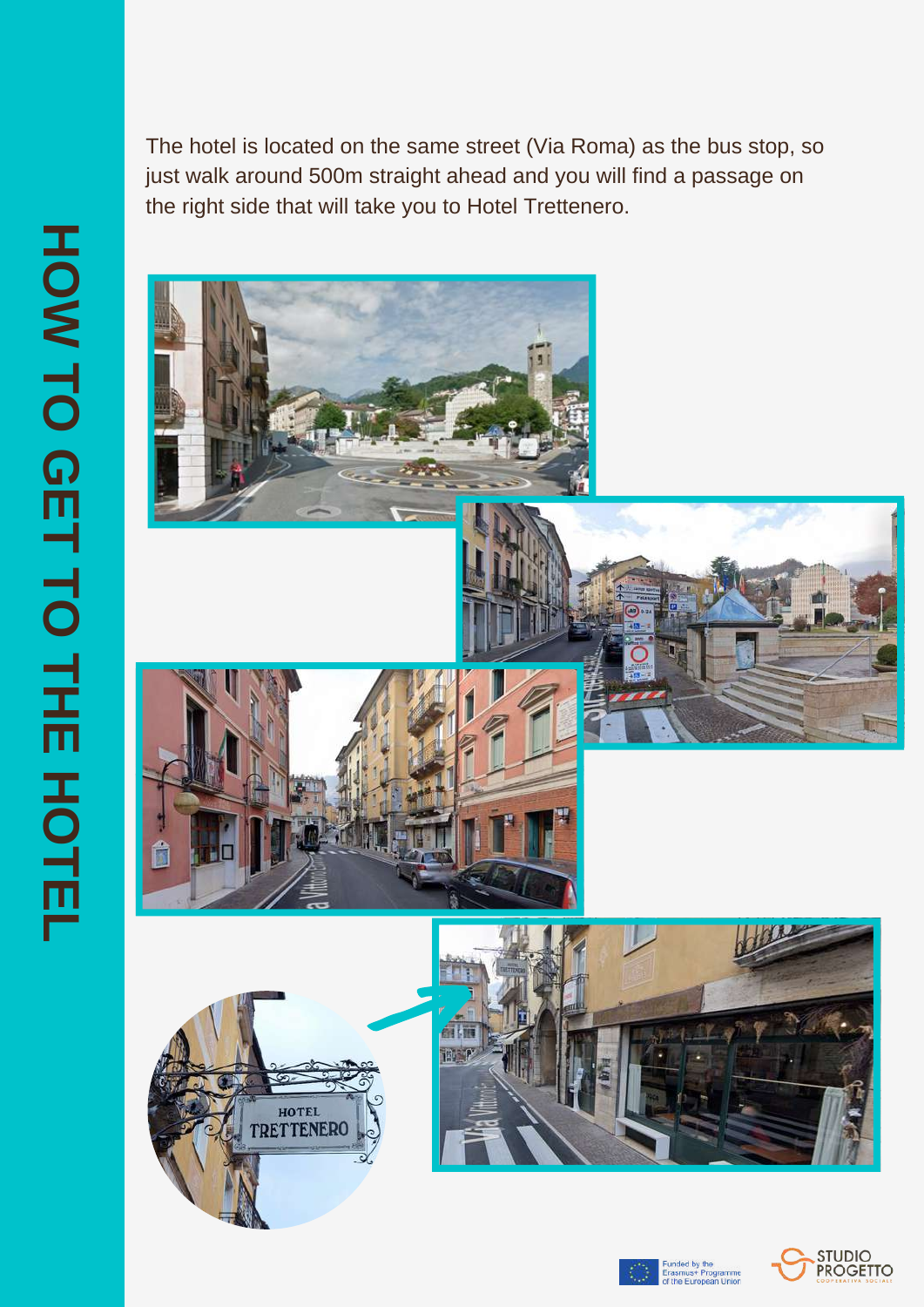# HOW TO GET TO THE HOTEL

The hotel is located on the same street (Via Roma) as the bus stop, so just walk around 500m straight ahead and you will find a passage on the right side that will take you to Hotel Trettenero.